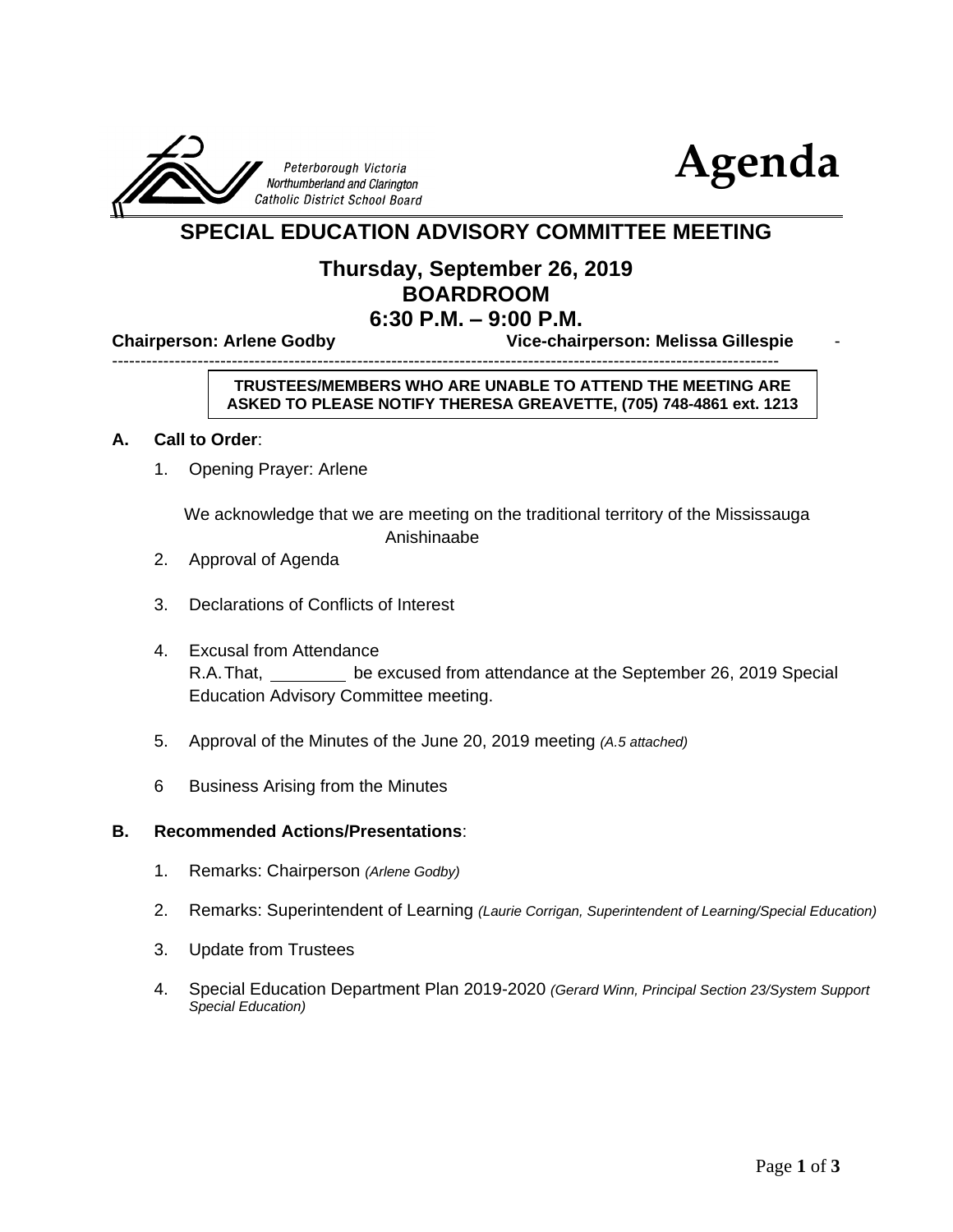Peterborough Victoria Northumberland and Clarington Catholic District School Board

# Agenda

## SPECIAL EDUCATION ADVISORY COMMITTEE MEETING

### Thursday, September 26, 2019
### BOARDROOM
### 6:30 P.M. – 9:00 P.M.

**Chairperson: Arlene Godby** **Vice-chairperson: Melissa Gillespie**

---

**TRUSTEES/MEMBERS WHO ARE UNABLE TO ATTEND THE MEETING ARE ASKED TO PLEASE NOTIFY THERESA GREAVETTE, (705) 748-4861 ext. 1213**

**A. Call to Order**:

1. Opening Prayer: Arlene

   We acknowledge that we are meeting on the traditional territory of the Mississauga Anishinaabe

2. Approval of Agenda

3. Declarations of Conflicts of Interest

4. Excusal from Attendance
   R.A. That, ________ be excused from attendance at the September 26, 2019 Special Education Advisory Committee meeting.

5. Approval of the Minutes of the June 20, 2019 meeting *(A.5 attached)*

6. Business Arising from the Minutes

**B. Recommended Actions/Presentations**:

1. Remarks: Chairperson *(Arlene Godby)*

2. Remarks: Superintendent of Learning *(Laurie Corrigan, Superintendent of Learning/Special Education)*

3. Update from Trustees

4. Special Education Department Plan 2019-2020 *(Gerard Winn, Principal Section 23/System Support Special Education)*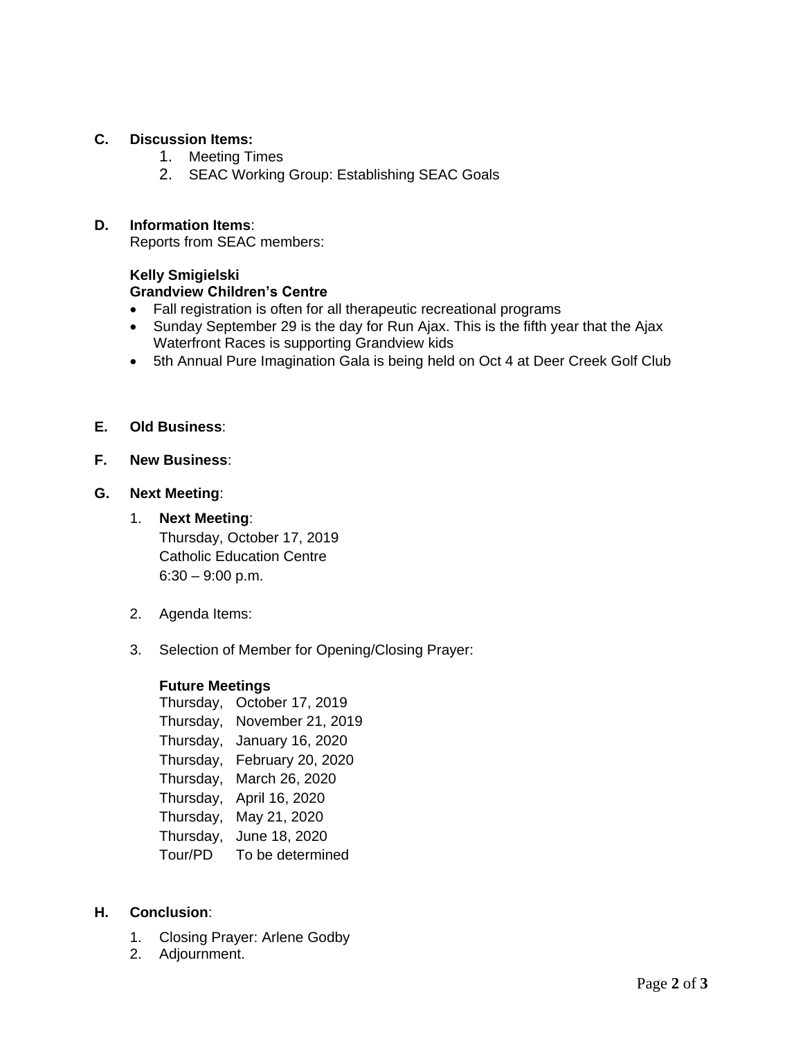**C. Discussion Items:**

1. Meeting Times
2. SEAC Working Group: Establishing SEAC Goals

**D. Information Items**:

Reports from SEAC members:

**Kelly Smigielski**
**Grandview Children's Centre**

- Fall registration is often for all therapeutic recreational programs
- Sunday September 29 is the day for Run Ajax. This is the fifth year that the Ajax Waterfront Races is supporting Grandview kids
- 5th Annual Pure Imagination Gala is being held on Oct 4 at Deer Creek Golf Club

**E. Old Business**:

**F. New Business**:

**G. Next Meeting**:

1. **Next Meeting**:
   Thursday, October 17, 2019
   Catholic Education Centre
   6:30 – 9:00 p.m.

2. Agenda Items:

3. Selection of Member for Opening/Closing Prayer:

   **Future Meetings**

   Thursday, October 17, 2019
   Thursday, November 21, 2019
   Thursday, January 16, 2020
   Thursday, February 20, 2020
   Thursday, March 26, 2020
   Thursday, April 16, 2020
   Thursday, May 21, 2020
   Thursday, June 18, 2020
   Tour/PD To be determined

**H. Conclusion**:

1. Closing Prayer: Arlene Godby
2. Adjournment.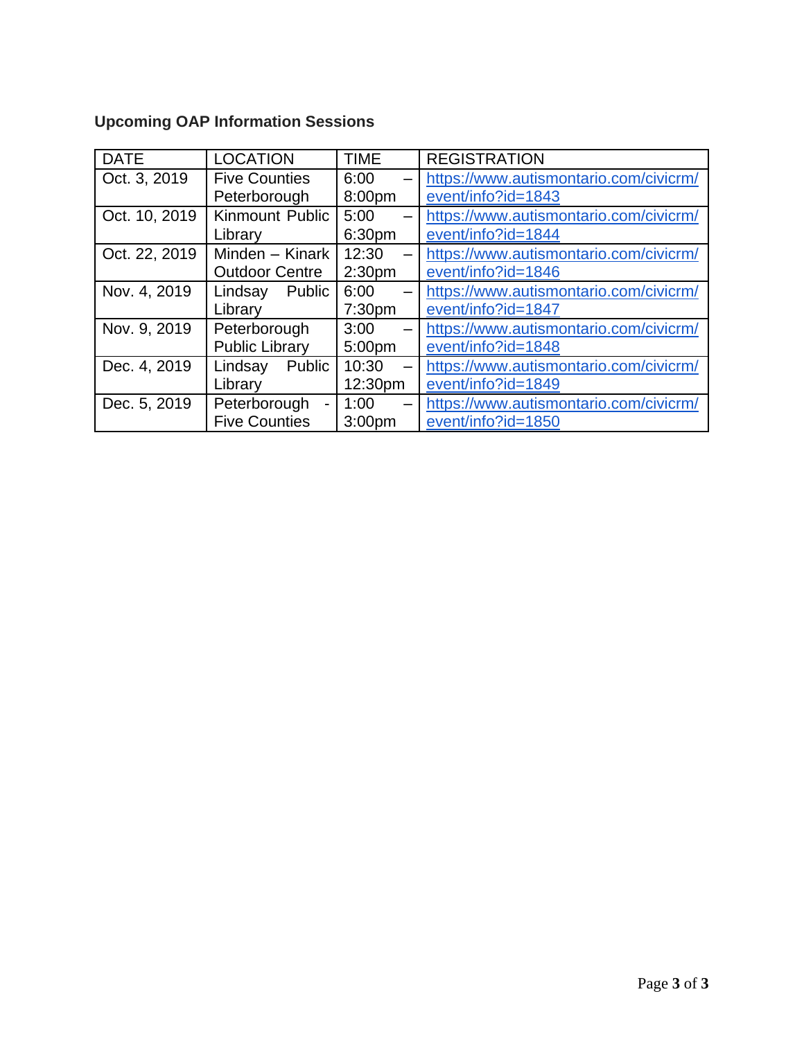**Upcoming OAP Information Sessions**

| DATE | LOCATION | TIME | REGISTRATION |
|---|---|---|---|
| Oct. 3, 2019 | Five Counties Peterborough | 6:00 – 8:00pm | https://www.autismontario.com/civicrm/event/info?id=1843 |
| Oct. 10, 2019 | Kinmount Public Library | 5:00 – 6:30pm | https://www.autismontario.com/civicrm/event/info?id=1844 |
| Oct. 22, 2019 | Minden – Kinark Outdoor Centre | 12:30 – 2:30pm | https://www.autismontario.com/civicrm/event/info?id=1846 |
| Nov. 4, 2019 | Lindsay Public Library | 6:00 – 7:30pm | https://www.autismontario.com/civicrm/event/info?id=1847 |
| Nov. 9, 2019 | Peterborough Public Library | 3:00 – 5:00pm | https://www.autismontario.com/civicrm/event/info?id=1848 |
| Dec. 4, 2019 | Lindsay Public Library | 10:30 – 12:30pm | https://www.autismontario.com/civicrm/event/info?id=1849 |
| Dec. 5, 2019 | Peterborough - Five Counties | 1:00 – 3:00pm | https://www.autismontario.com/civicrm/event/info?id=1850 |